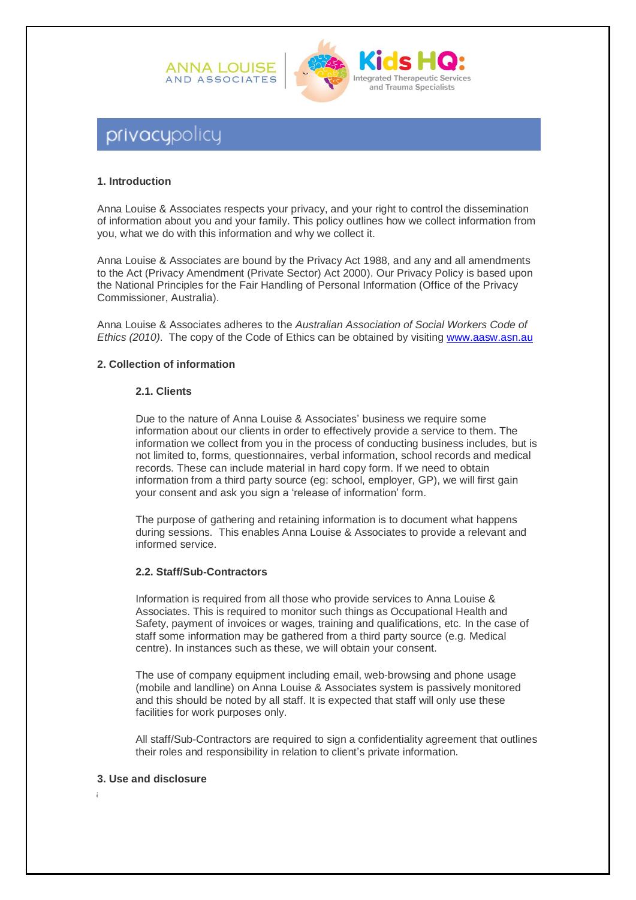ANNA LOUISE AND ASSOCIATES

Kids HQ: Integrated Therapeutic Services and Trauma Specialists

# privacypolicy

## 1. Introduction

Anna Louise & Associates respects your privacy, and your right to control the dissemination of information about you and your family. This policy outlines how we collect information from you, what we do with this information and why we collect it.

Anna Louise & Associates are bound by the Privacy Act 1988, and any and all amendments to the Act (Privacy Amendment (Private Sector) Act 2000). Our Privacy Policy is based upon the National Principles for the Fair Handling of Personal Information (Office of the Privacy Commissioner, Australia).

Anna Louise & Associates adheres to the *Australian Association of Social Workers Code of Ethics (2010)*. The copy of the Code of Ethics can be obtained by visiting www.aasw.asn.au

## 2. Collection of information

### 2.1. Clients

Due to the nature of Anna Louise & Associates' business we require some information about our clients in order to effectively provide a service to them. The information we collect from you in the process of conducting business includes, but is not limited to, forms, questionnaires, verbal information, school records and medical records. These can include material in hard copy form. If we need to obtain information from a third party source (eg: school, employer, GP), we will first gain your consent and ask you sign a 'release of information' form.

The purpose of gathering and retaining information is to document what happens during sessions. This enables Anna Louise & Associates to provide a relevant and informed service.

### 2.2. Staff/Sub-Contractors

Information is required from all those who provide services to Anna Louise & Associates. This is required to monitor such things as Occupational Health and Safety, payment of invoices or wages, training and qualifications, etc. In the case of staff some information may be gathered from a third party source (e.g. Medical centre). In instances such as these, we will obtain your consent.

The use of company equipment including email, web-browsing and phone usage (mobile and landline) on Anna Louise & Associates system is passively monitored and this should be noted by all staff. It is expected that staff will only use these facilities for work purposes only.

All staff/Sub-Contractors are required to sign a confidentiality agreement that outlines their roles and responsibility in relation to client's private information.

## 3. Use and disclosure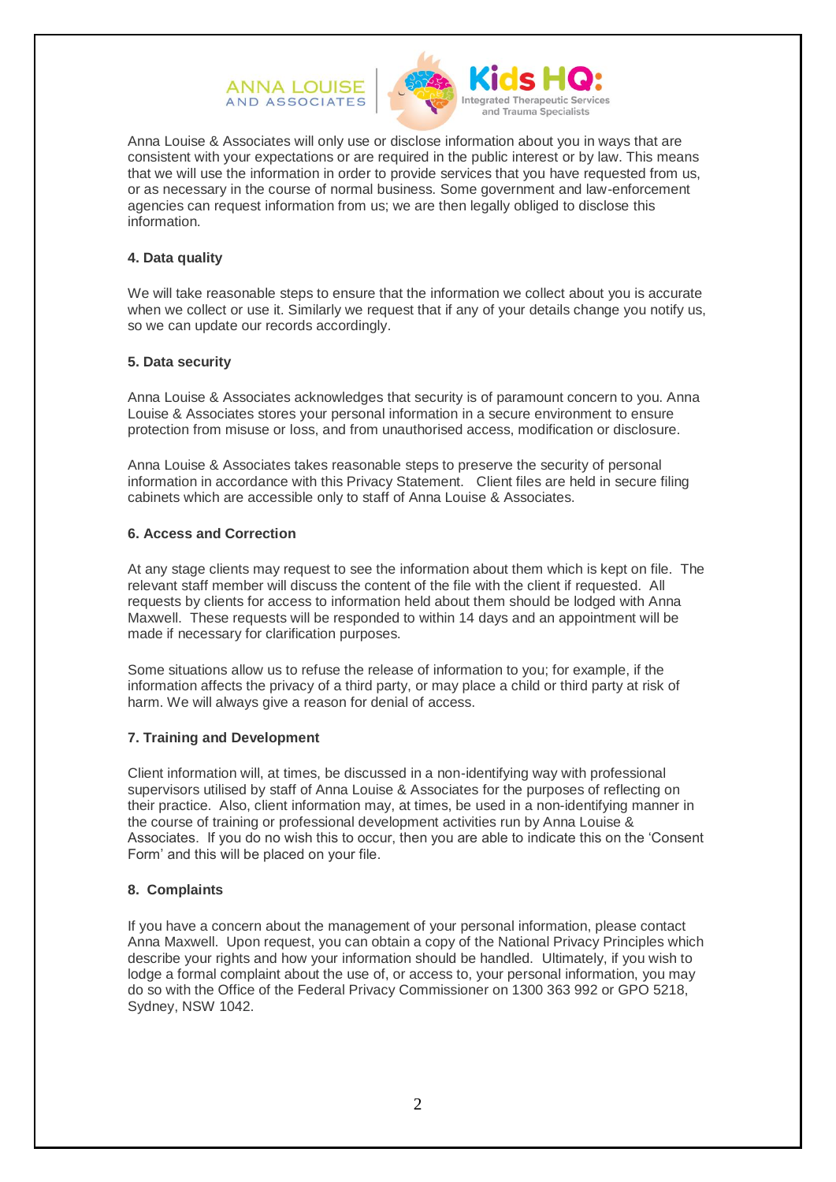Anna Louise & Associates will only use or disclose information about you in ways that are consistent with your expectations or are required in the public interest or by law. This means that we will use the information in order to provide services that you have requested from us, or as necessary in the course of normal business. Some government and law-enforcement agencies can request information from us; we are then legally obliged to disclose this information.

**4. Data quality**

We will take reasonable steps to ensure that the information we collect about you is accurate when we collect or use it. Similarly we request that if any of your details change you notify us, so we can update our records accordingly.

**5. Data security**

Anna Louise & Associates acknowledges that security is of paramount concern to you. Anna Louise & Associates stores your personal information in a secure environment to ensure protection from misuse or loss, and from unauthorised access, modification or disclosure.

Anna Louise & Associates takes reasonable steps to preserve the security of personal information in accordance with this Privacy Statement. Client files are held in secure filing cabinets which are accessible only to staff of Anna Louise & Associates.

**6. Access and Correction**

At any stage clients may request to see the information about them which is kept on file. The relevant staff member will discuss the content of the file with the client if requested. All requests by clients for access to information held about them should be lodged with Anna Maxwell. These requests will be responded to within 14 days and an appointment will be made if necessary for clarification purposes.

Some situations allow us to refuse the release of information to you; for example, if the information affects the privacy of a third party, or may place a child or third party at risk of harm. We will always give a reason for denial of access.

**7. Training and Development**

Client information will, at times, be discussed in a non-identifying way with professional supervisors utilised by staff of Anna Louise & Associates for the purposes of reflecting on their practice. Also, client information may, at times, be used in a non-identifying manner in the course of training or professional development activities run by Anna Louise & Associates. If you do no wish this to occur, then you are able to indicate this on the 'Consent Form' and this will be placed on your file.

**8. Complaints**

If you have a concern about the management of your personal information, please contact Anna Maxwell. Upon request, you can obtain a copy of the National Privacy Principles which describe your rights and how your information should be handled. Ultimately, if you wish to lodge a formal complaint about the use of, or access to, your personal information, you may do so with the Office of the Federal Privacy Commissioner on 1300 363 992 or GPO 5218, Sydney, NSW 1042.